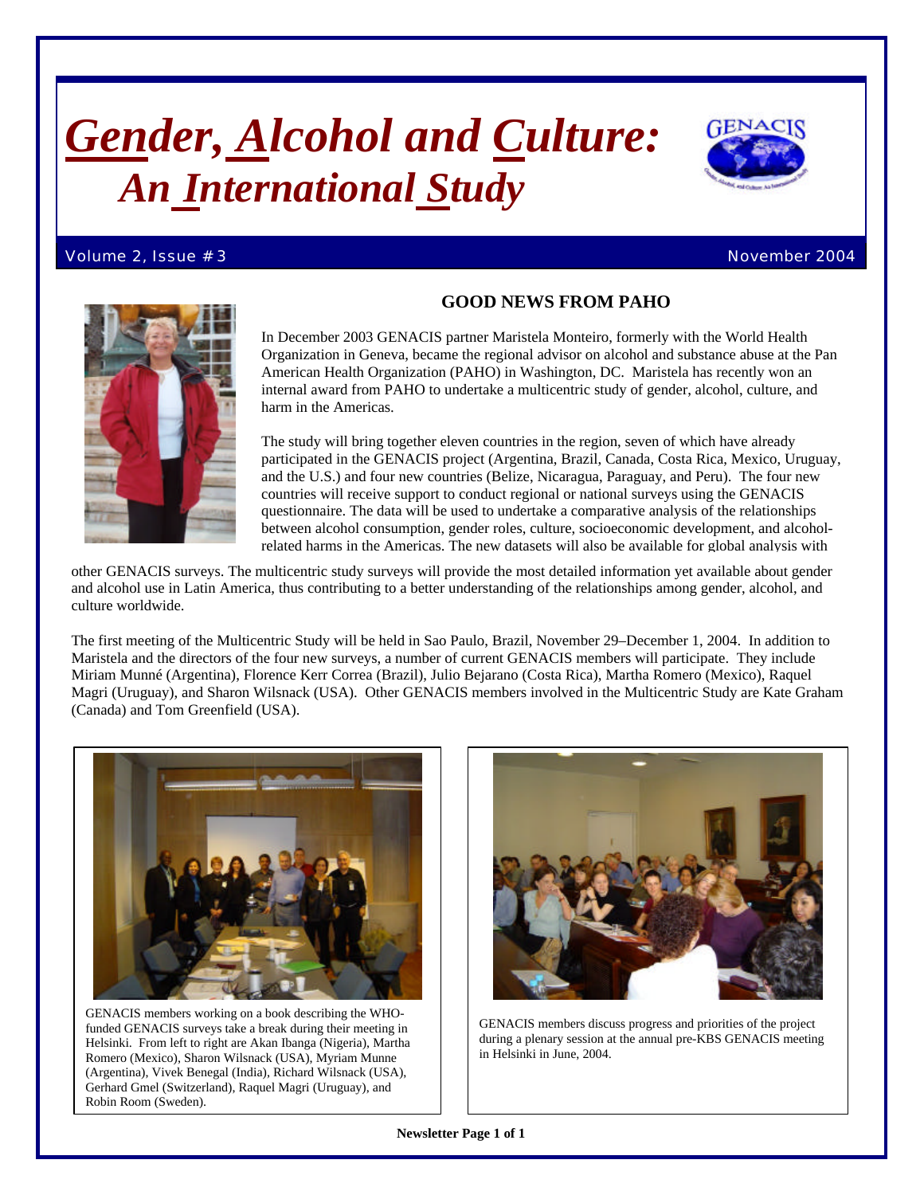# *Gender, Alcohol and Culture: An International Study*

Volume 2, Issue #3 November 2004

## GOOD NEWS FROM PAHO

In December 2003 GENACIS partner Maristela Monteiro, formerly with the World Health Organization in Geneva, became the regional advisor on alcohol and substance abuse at the Pan American Health Organization (PAHO) in Washington, DC. Maristela has recently won an internal award from PAHO to undertake a multicentric study of gender, alcohol, culture, and harm in the Americas.

The study will bring together eleven countries in the region, seven of which have already participated in the GENACIS project (Argentina, Brazil, Canada, Costa Rica, Mexico, Uruguay, and the U.S.) and four new countries (Belize, Nicaragua, Paraguay, and Peru). The four new countries will receive support to conduct regional or national surveys using the GENACIS questionnaire. The data will be used to undertake a comparative analysis of the relationships between alcohol consumption, gender roles, culture, socioeconomic development, and alcohol-related harms in the Americas. The new datasets will also be available for global analysis with other GENACIS surveys. The multicentric study surveys will provide the most detailed information yet available about gender and alcohol use in Latin America, thus contributing to a better understanding of the relationships among gender, alcohol, and culture worldwide.

The first meeting of the Multicentric Study will be held in Sao Paulo, Brazil, November 29–December 1, 2004. In addition to Maristela and the directors of the four new surveys, a number of current GENACIS members will participate. They include Miriam Munné (Argentina), Florence Kerr Correa (Brazil), Julio Bejarano (Costa Rica), Martha Romero (Mexico), Raquel Magri (Uruguay), and Sharon Wilsnack (USA). Other GENACIS members involved in the Multicentric Study are Kate Graham (Canada) and Tom Greenfield (USA).

GENACIS members working on a book describing the WHO-funded GENACIS surveys take a break during their meeting in Helsinki. From left to right are Akan Ibanga (Nigeria), Martha Romero (Mexico), Sharon Wilsnack (USA), Myriam Munne (Argentina), Vivek Benegal (India), Richard Wilsnack (USA), Gerhard Gmel (Switzerland), Raquel Magri (Uruguay), and Robin Room (Sweden).

GENACIS members discuss progress and priorities of the project during a plenary session at the annual pre-KBS GENACIS meeting in Helsinki in June, 2004.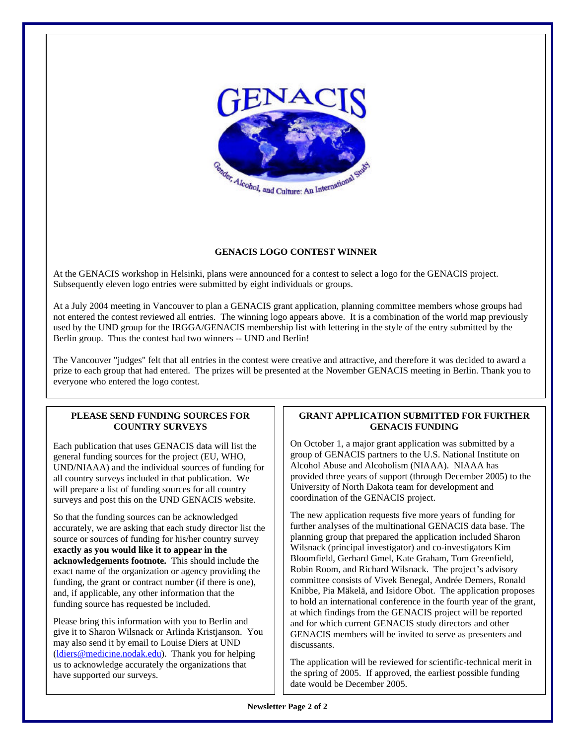## GENACIS LOGO CONTEST WINNER

At the GENACIS workshop in Helsinki, plans were announced for a contest to select a logo for the GENACIS project. Subsequently eleven logo entries were submitted by eight individuals or groups.

At a July 2004 meeting in Vancouver to plan a GENACIS grant application, planning committee members whose groups had not entered the contest reviewed all entries. The winning logo appears above. It is a combination of the world map previously used by the UND group for the IRGGA/GENACIS membership list with lettering in the style of the entry submitted by the Berlin group. Thus the contest had two winners -- UND and Berlin!

The Vancouver "judges" felt that all entries in the contest were creative and attractive, and therefore it was decided to award a prize to each group that had entered. The prizes will be presented at the November GENACIS meeting in Berlin. Thank you to everyone who entered the logo contest.

## PLEASE SEND FUNDING SOURCES FOR COUNTRY SURVEYS

Each publication that uses GENACIS data will list the general funding sources for the project (EU, WHO, UND/NIAAA) and the individual sources of funding for all country surveys included in that publication. We will prepare a list of funding sources for all country surveys and post this on the UND GENACIS website.

So that the funding sources can be acknowledged accurately, we are asking that each study director list the source or sources of funding for his/her country survey **exactly as you would like it to appear in the acknowledgements footnote.** This should include the exact name of the organization or agency providing the funding, the grant or contract number (if there is one), and, if applicable, any other information that the funding source has requested be included.

Please bring this information with you to Berlin and give it to Sharon Wilsnack or Arlinda Kristjanson. You may also send it by email to Louise Diers at UND (ldiers@medicine.nodak.edu). Thank you for helping us to acknowledge accurately the organizations that have supported our surveys.

## GRANT APPLICATION SUBMITTED FOR FURTHER GENACIS FUNDING

On October 1, a major grant application was submitted by a group of GENACIS partners to the U.S. National Institute on Alcohol Abuse and Alcoholism (NIAAA). NIAAA has provided three years of support (through December 2005) to the University of North Dakota team for development and coordination of the GENACIS project.

The new application requests five more years of funding for further analyses of the multinational GENACIS data base. The planning group that prepared the application included Sharon Wilsnack (principal investigator) and co-investigators Kim Bloomfield, Gerhard Gmel, Kate Graham, Tom Greenfield, Robin Room, and Richard Wilsnack. The project's advisory committee consists of Vivek Benegal, Andrée Demers, Ronald Knibbe, Pia Mäkelä, and Isidore Obot. The application proposes to hold an international conference in the fourth year of the grant, at which findings from the GENACIS project will be reported and for which current GENACIS study directors and other GENACIS members will be invited to serve as presenters and discussants.

The application will be reviewed for scientific-technical merit in the spring of 2005. If approved, the earliest possible funding date would be December 2005.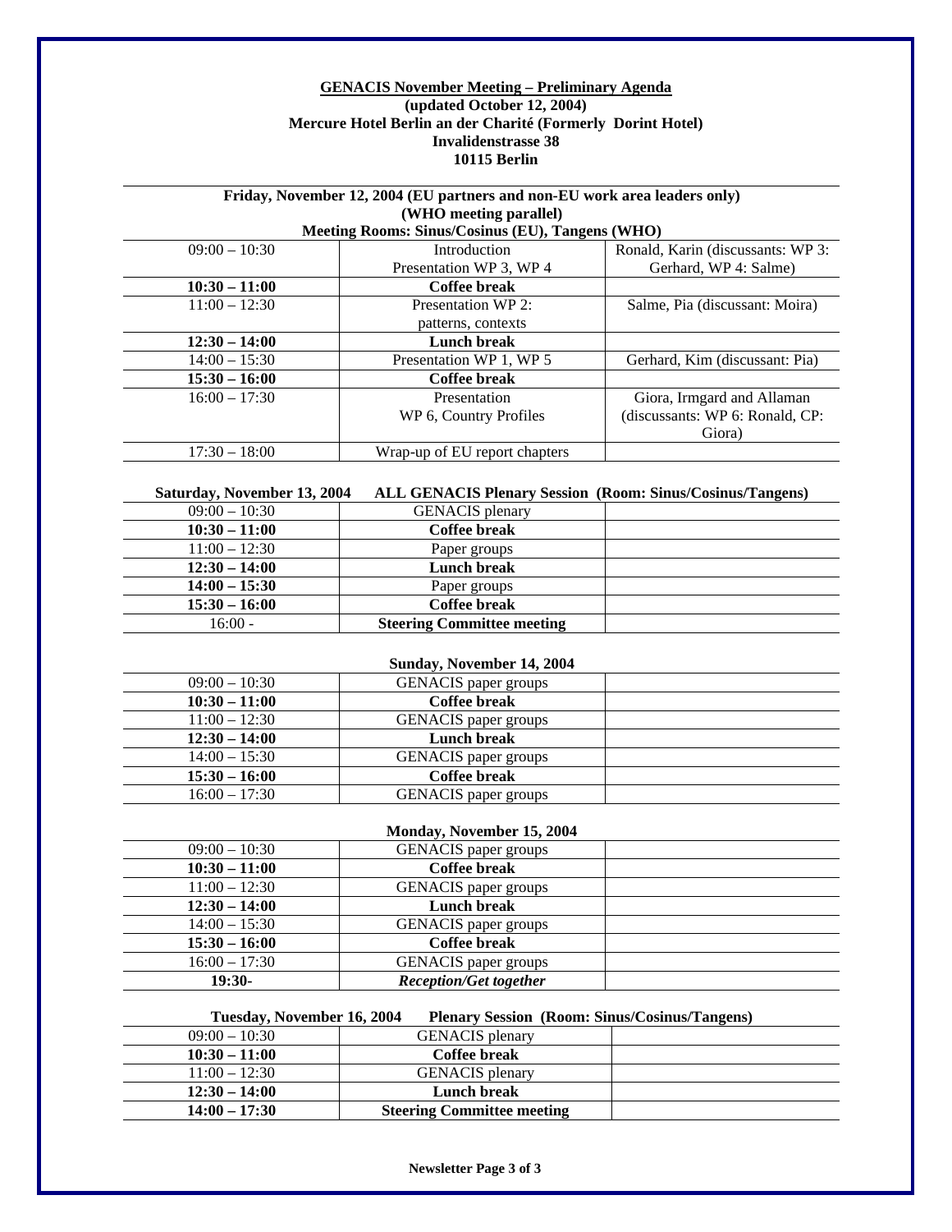**GENACIS November Meeting – Preliminary Agenda**
**(updated October 12, 2004)**
**Mercure Hotel Berlin an der Charité (Formerly Dorint Hotel)**
**Invalidenstrasse 38**
**10115 Berlin**

**Friday, November 12, 2004 (EU partners and non-EU work area leaders only)**
**(WHO meeting parallel)**
**Meeting Rooms: Sinus/Cosinus (EU), Tangens (WHO)**

| | | |
|---|---|---|
| 09:00 – 10:30 | Introduction<br>Presentation WP 3, WP 4 | Ronald, Karin (discussants: WP 3: Gerhard, WP 4: Salme) |
| **10:30 – 11:00** | **Coffee break** | |
| 11:00 – 12:30 | Presentation WP 2:<br>patterns, contexts | Salme, Pia (discussant: Moira) |
| **12:30 – 14:00** | **Lunch break** | |
| 14:00 – 15:30 | Presentation WP 1, WP 5 | Gerhard, Kim (discussant: Pia) |
| **15:30 – 16:00** | **Coffee break** | |
| 16:00 – 17:30 | Presentation<br>WP 6, Country Profiles | Giora, Irmgard and Allaman (discussants: WP 6: Ronald, CP: Giora) |
| 17:30 – 18:00 | Wrap-up of EU report chapters | |

**Saturday, November 13, 2004 ALL GENACIS Plenary Session (Room: Sinus/Cosinus/Tangens)**

| | | |
|---|---|---|
| 09:00 – 10:30 | GENACIS plenary | |
| **10:30 – 11:00** | **Coffee break** | |
| 11:00 – 12:30 | Paper groups | |
| **12:30 – 14:00** | **Lunch break** | |
| **14:00 – 15:30** | Paper groups | |
| **15:30 – 16:00** | **Coffee break** | |
| 16:00 - | **Steering Committee meeting** | |

**Sunday, November 14, 2004**

| | | |
|---|---|---|
| 09:00 – 10:30 | GENACIS paper groups | |
| **10:30 – 11:00** | **Coffee break** | |
| 11:00 – 12:30 | GENACIS paper groups | |
| **12:30 – 14:00** | **Lunch break** | |
| 14:00 – 15:30 | GENACIS paper groups | |
| **15:30 – 16:00** | **Coffee break** | |
| 16:00 – 17:30 | GENACIS paper groups | |

**Monday, November 15, 2004**

| | | |
|---|---|---|
| 09:00 – 10:30 | GENACIS paper groups | |
| **10:30 – 11:00** | **Coffee break** | |
| 11:00 – 12:30 | GENACIS paper groups | |
| **12:30 – 14:00** | **Lunch break** | |
| 14:00 – 15:30 | GENACIS paper groups | |
| **15:30 – 16:00** | **Coffee break** | |
| 16:00 – 17:30 | GENACIS paper groups | |
| **19:30-** | ***Reception/Get together*** | |

**Tuesday, November 16, 2004 Plenary Session (Room: Sinus/Cosinus/Tangens)**

| | | |
|---|---|---|
| 09:00 – 10:30 | GENACIS plenary | |
| **10:30 – 11:00** | **Coffee break** | |
| 11:00 – 12:30 | GENACIS plenary | |
| **12:30 – 14:00** | **Lunch break** | |
| **14:00 – 17:30** | **Steering Committee meeting** | |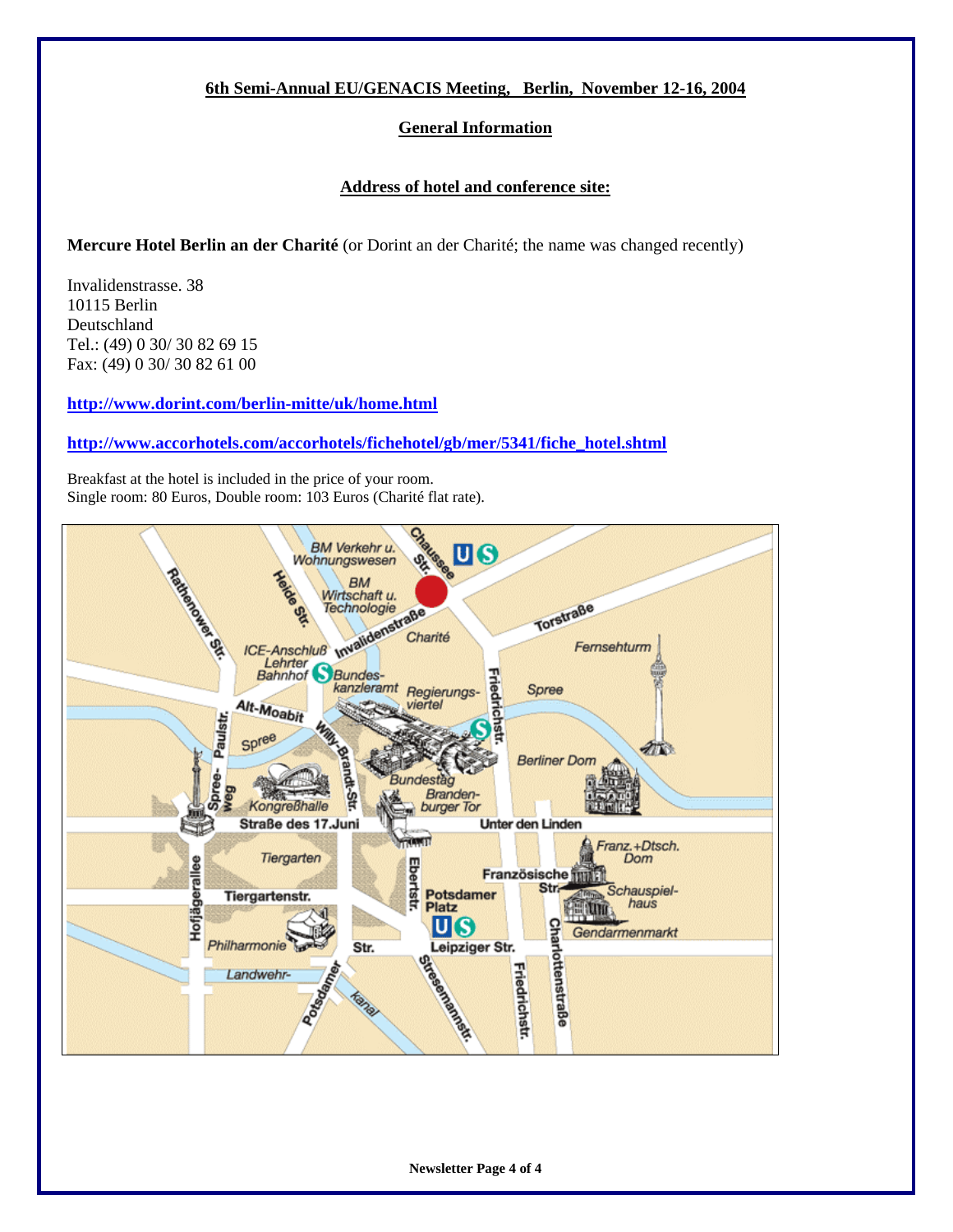## 6th Semi-Annual EU/GENACIS Meeting, Berlin, November 12-16, 2004

### General Information

### Address of hotel and conference site:

**Mercure Hotel Berlin an der Charité** (or Dorint an der Charité; the name was changed recently)

Invalidenstrasse. 38
10115 Berlin
Deutschland
Tel.: (49) 0 30/ 30 82 69 15
Fax: (49) 0 30/ 30 82 61 00

**http://www.dorint.com/berlin-mitte/uk/home.html**

**http://www.accorhotels.com/accorhotels/fichehotel/gb/mer/5341/fiche_hotel.shtml**

Breakfast at the hotel is included in the price of your room.
Single room: 80 Euros, Double room: 103 Euros (Charité flat rate).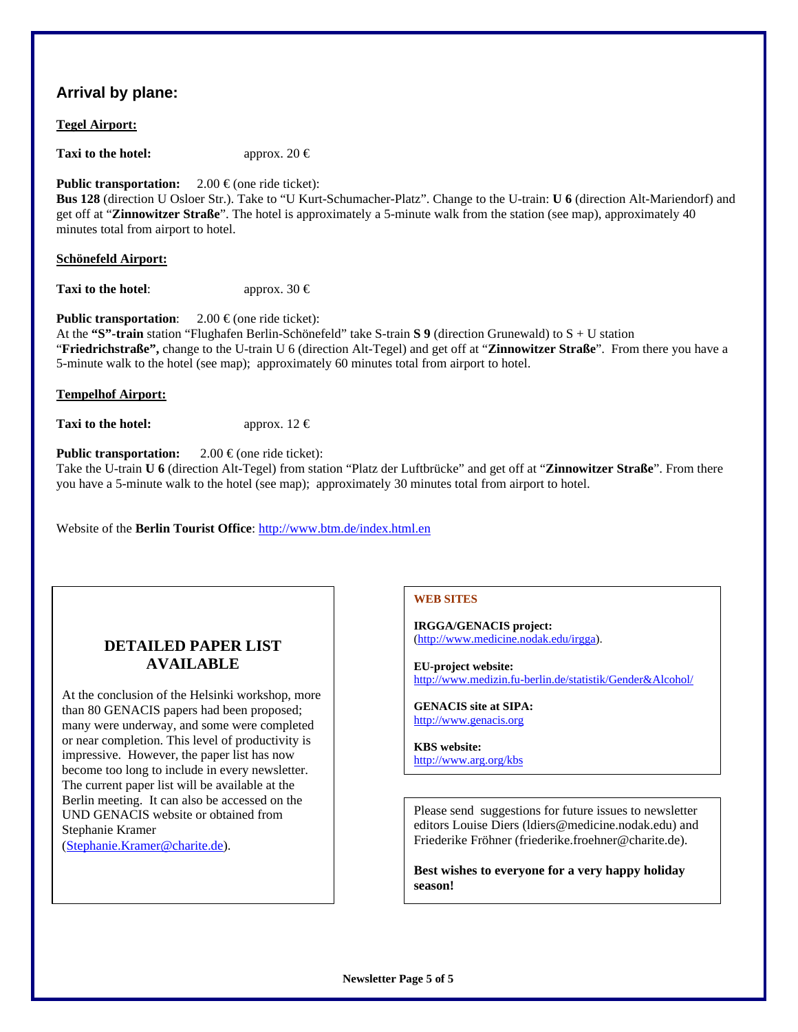## Arrival by plane:

**Tegel Airport:**

**Taxi to the hotel:** approx. 20 €

**Public transportation:** 2.00 € (one ride ticket):
**Bus 128** (direction U Osloer Str.). Take to "U Kurt-Schumacher-Platz". Change to the U-train: **U 6** (direction Alt-Mariendorf) and get off at "**Zinnowitzer Straße**". The hotel is approximately a 5-minute walk from the station (see map), approximately 40 minutes total from airport to hotel.

**Schönefeld Airport:**

**Taxi to the hotel**: approx. 30 €

**Public transportation**: 2.00 € (one ride ticket):
At the **"S"-train** station "Flughafen Berlin-Schönefeld" take S-train **S 9** (direction Grunewald) to S + U station "**Friedrichstraße",** change to the U-train U 6 (direction Alt-Tegel) and get off at "**Zinnowitzer Straße**". From there you have a 5-minute walk to the hotel (see map); approximately 60 minutes total from airport to hotel.

**Tempelhof Airport:**

**Taxi to the hotel:** approx. 12 €

**Public transportation:** 2.00 € (one ride ticket):
Take the U-train **U 6** (direction Alt-Tegel) from station "Platz der Luftbrücke" and get off at "**Zinnowitzer Straße**". From there you have a 5-minute walk to the hotel (see map); approximately 30 minutes total from airport to hotel.

Website of the **Berlin Tourist Office**: http://www.btm.de/index.html.en

### DETAILED PAPER LIST AVAILABLE

At the conclusion of the Helsinki workshop, more than 80 GENACIS papers had been proposed; many were underway, and some were completed or near completion. This level of productivity is impressive. However, the paper list has now become too long to include in every newsletter. The current paper list will be available at the Berlin meeting. It can also be accessed on the UND GENACIS website or obtained from Stephanie Kramer (Stephanie.Kramer@charite.de).

### WEB SITES

**IRGGA/GENACIS project:**
(http://www.medicine.nodak.edu/irgga).

**EU-project website:**
http://www.medizin.fu-berlin.de/statistik/Gender&Alcohol/

**GENACIS site at SIPA:**
http://www.genacis.org

**KBS website:**
http://www.arg.org/kbs

Please send suggestions for future issues to newsletter editors Louise Diers (ldiers@medicine.nodak.edu) and Friederike Fröhner (friederike.froehner@charite.de).

**Best wishes to everyone for a very happy holiday season!**